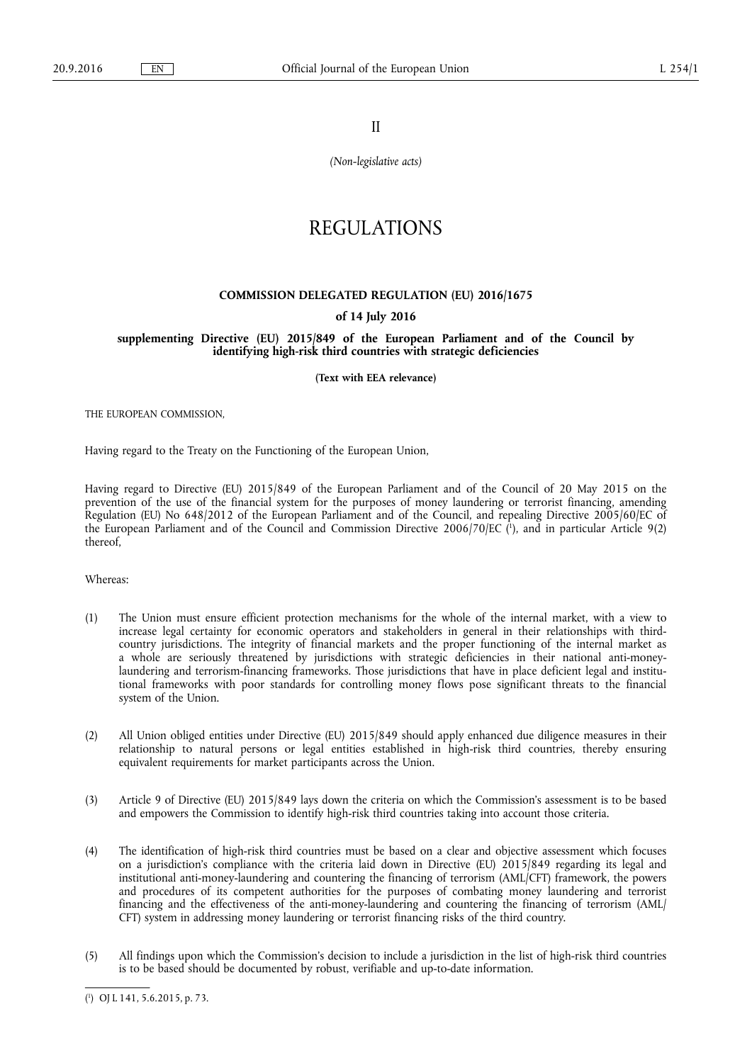II

*(Non-legislative acts)*

# REGULATIONS

## COMMISSION DELEGATED REGULATION (EU) 2016/1675

### of 14 July 2016

### supplementing Directive (EU) 2015/849 of the European Parliament and of the Council by identifying high-risk third countries with strategic deficiencies

**(Text with EEA relevance)**

THE EUROPEAN COMMISSION,

Having regard to the Treaty on the Functioning of the European Union,

Having regard to Directive (EU) 2015/849 of the European Parliament and of the Council of 20 May 2015 on the prevention of the use of the financial system for the purposes of money laundering or terrorist financing, amending Regulation (EU) No 648/2012 of the European Parliament and of the Council, and repealing Directive 2005/60/EC of the European Parliament and of the Council and Commission Directive 2006/70/EC [1], and in particular Article 9(2) thereof,

Whereas:

(1) The Union must ensure efficient protection mechanisms for the whole of the internal market, with a view to increase legal certainty for economic operators and stakeholders in general in their relationships with third-country jurisdictions. The integrity of financial markets and the proper functioning of the internal market as a whole are seriously threatened by jurisdictions with strategic deficiencies in their national anti-money-laundering and terrorism-financing frameworks. Those jurisdictions that have in place deficient legal and institutional frameworks with poor standards for controlling money flows pose significant threats to the financial system of the Union.

(2) All Union obliged entities under Directive (EU) 2015/849 should apply enhanced due diligence measures in their relationship to natural persons or legal entities established in high-risk third countries, thereby ensuring equivalent requirements for market participants across the Union.

(3) Article 9 of Directive (EU) 2015/849 lays down the criteria on which the Commission's assessment is to be based and empowers the Commission to identify high-risk third countries taking into account those criteria.

(4) The identification of high-risk third countries must be based on a clear and objective assessment which focuses on a jurisdiction's compliance with the criteria laid down in Directive (EU) 2015/849 regarding its legal and institutional anti-money-laundering and countering the financing of terrorism (AML/CFT) framework, the powers and procedures of its competent authorities for the purposes of combating money laundering and terrorist financing and the effectiveness of the anti-money-laundering and countering the financing of terrorism (AML/CFT) system in addressing money laundering or terrorist financing risks of the third country.

(5) All findings upon which the Commission's decision to include a jurisdiction in the list of high-risk third countries is to be based should be documented by robust, verifiable and up-to-date information.

[1] OJ L 141, 5.6.2015, p. 73.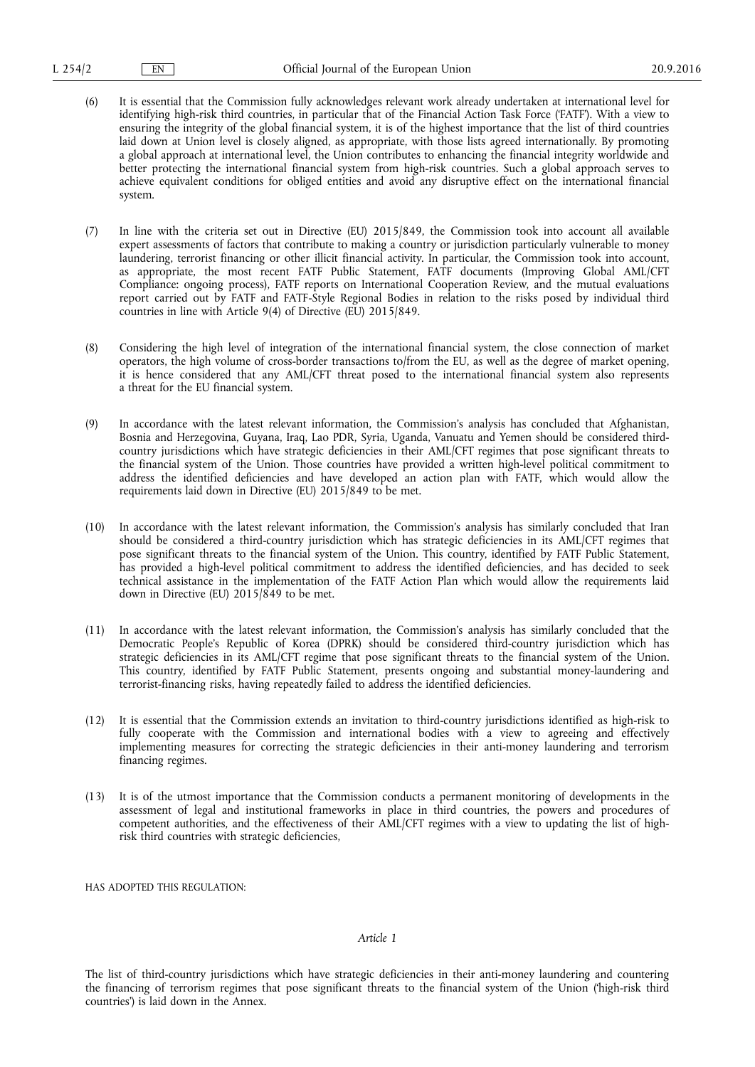(6) It is essential that the Commission fully acknowledges relevant work already undertaken at international level for identifying high-risk third countries, in particular that of the Financial Action Task Force ('FATF'). With a view to ensuring the integrity of the global financial system, it is of the highest importance that the list of third countries laid down at Union level is closely aligned, as appropriate, with those lists agreed internationally. By promoting a global approach at international level, the Union contributes to enhancing the financial integrity worldwide and better protecting the international financial system from high-risk countries. Such a global approach serves to achieve equivalent conditions for obliged entities and avoid any disruptive effect on the international financial system.

(7) In line with the criteria set out in Directive (EU) 2015/849, the Commission took into account all available expert assessments of factors that contribute to making a country or jurisdiction particularly vulnerable to money laundering, terrorist financing or other illicit financial activity. In particular, the Commission took into account, as appropriate, the most recent FATF Public Statement, FATF documents (Improving Global AML/CFT Compliance: ongoing process), FATF reports on International Cooperation Review, and the mutual evaluations report carried out by FATF and FATF-Style Regional Bodies in relation to the risks posed by individual third countries in line with Article 9(4) of Directive (EU) 2015/849.

(8) Considering the high level of integration of the international financial system, the close connection of market operators, the high volume of cross-border transactions to/from the EU, as well as the degree of market opening, it is hence considered that any AML/CFT threat posed to the international financial system also represents a threat for the EU financial system.

(9) In accordance with the latest relevant information, the Commission's analysis has concluded that Afghanistan, Bosnia and Herzegovina, Guyana, Iraq, Lao PDR, Syria, Uganda, Vanuatu and Yemen should be considered third-country jurisdictions which have strategic deficiencies in their AML/CFT regimes that pose significant threats to the financial system of the Union. Those countries have provided a written high-level political commitment to address the identified deficiencies and have developed an action plan with FATF, which would allow the requirements laid down in Directive (EU) 2015/849 to be met.

(10) In accordance with the latest relevant information, the Commission's analysis has similarly concluded that Iran should be considered a third-country jurisdiction which has strategic deficiencies in its AML/CFT regimes that pose significant threats to the financial system of the Union. This country, identified by FATF Public Statement, has provided a high-level political commitment to address the identified deficiencies, and has decided to seek technical assistance in the implementation of the FATF Action Plan which would allow the requirements laid down in Directive (EU) 2015/849 to be met.

(11) In accordance with the latest relevant information, the Commission's analysis has similarly concluded that the Democratic People's Republic of Korea (DPRK) should be considered third-country jurisdiction which has strategic deficiencies in its AML/CFT regime that pose significant threats to the financial system of the Union. This country, identified by FATF Public Statement, presents ongoing and substantial money-laundering and terrorist-financing risks, having repeatedly failed to address the identified deficiencies.

(12) It is essential that the Commission extends an invitation to third-country jurisdictions identified as high-risk to fully cooperate with the Commission and international bodies with a view to agreeing and effectively implementing measures for correcting the strategic deficiencies in their anti-money laundering and terrorism financing regimes.

(13) It is of the utmost importance that the Commission conducts a permanent monitoring of developments in the assessment of legal and institutional frameworks in place in third countries, the powers and procedures of competent authorities, and the effectiveness of their AML/CFT regimes with a view to updating the list of high-risk third countries with strategic deficiencies,

HAS ADOPTED THIS REGULATION:

*Article 1*

The list of third-country jurisdictions which have strategic deficiencies in their anti-money laundering and countering the financing of terrorism regimes that pose significant threats to the financial system of the Union ('high-risk third countries') is laid down in the Annex.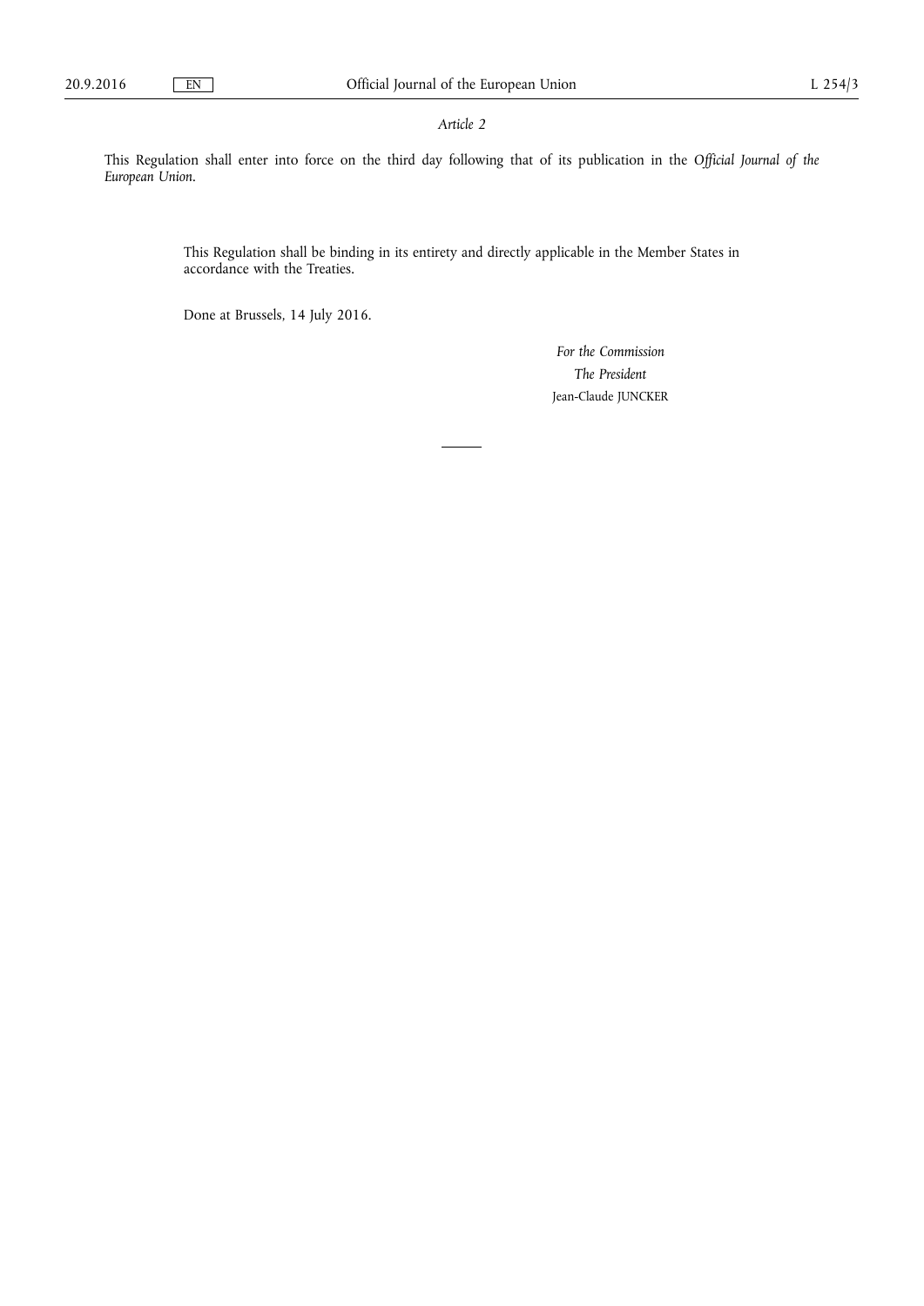*Article 2*

This Regulation shall enter into force on the third day following that of its publication in the *Official Journal of the European Union*.

This Regulation shall be binding in its entirety and directly applicable in the Member States in accordance with the Treaties.

Done at Brussels, 14 July 2016.

*For the Commission*

*The President*

Jean-Claude JUNCKER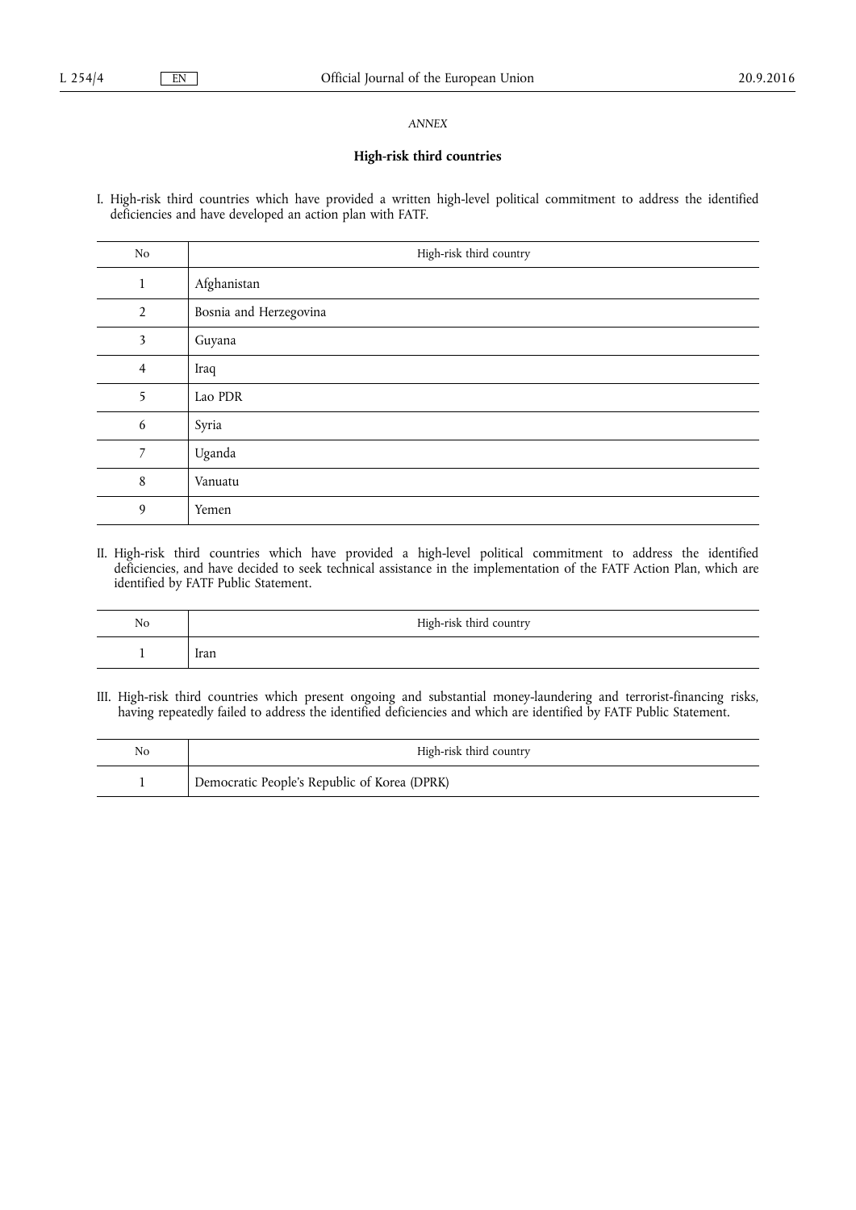*ANNEX*

## High-risk third countries

I. High-risk third countries which have provided a written high-level political commitment to address the identified deficiencies and have developed an action plan with FATF.

| No | High-risk third country |
|---|---|
| 1 | Afghanistan |
| 2 | Bosnia and Herzegovina |
| 3 | Guyana |
| 4 | Iraq |
| 5 | Lao PDR |
| 6 | Syria |
| 7 | Uganda |
| 8 | Vanuatu |
| 9 | Yemen |

II. High-risk third countries which have provided a high-level political commitment to address the identified deficiencies, and have decided to seek technical assistance in the implementation of the FATF Action Plan, which are identified by FATF Public Statement.

| No | High-risk third country |
|---|---|
| 1 | Iran |

III. High-risk third countries which present ongoing and substantial money-laundering and terrorist-financing risks, having repeatedly failed to address the identified deficiencies and which are identified by FATF Public Statement.

| No | High-risk third country |
|---|---|
| 1 | Democratic People's Republic of Korea (DPRK) |